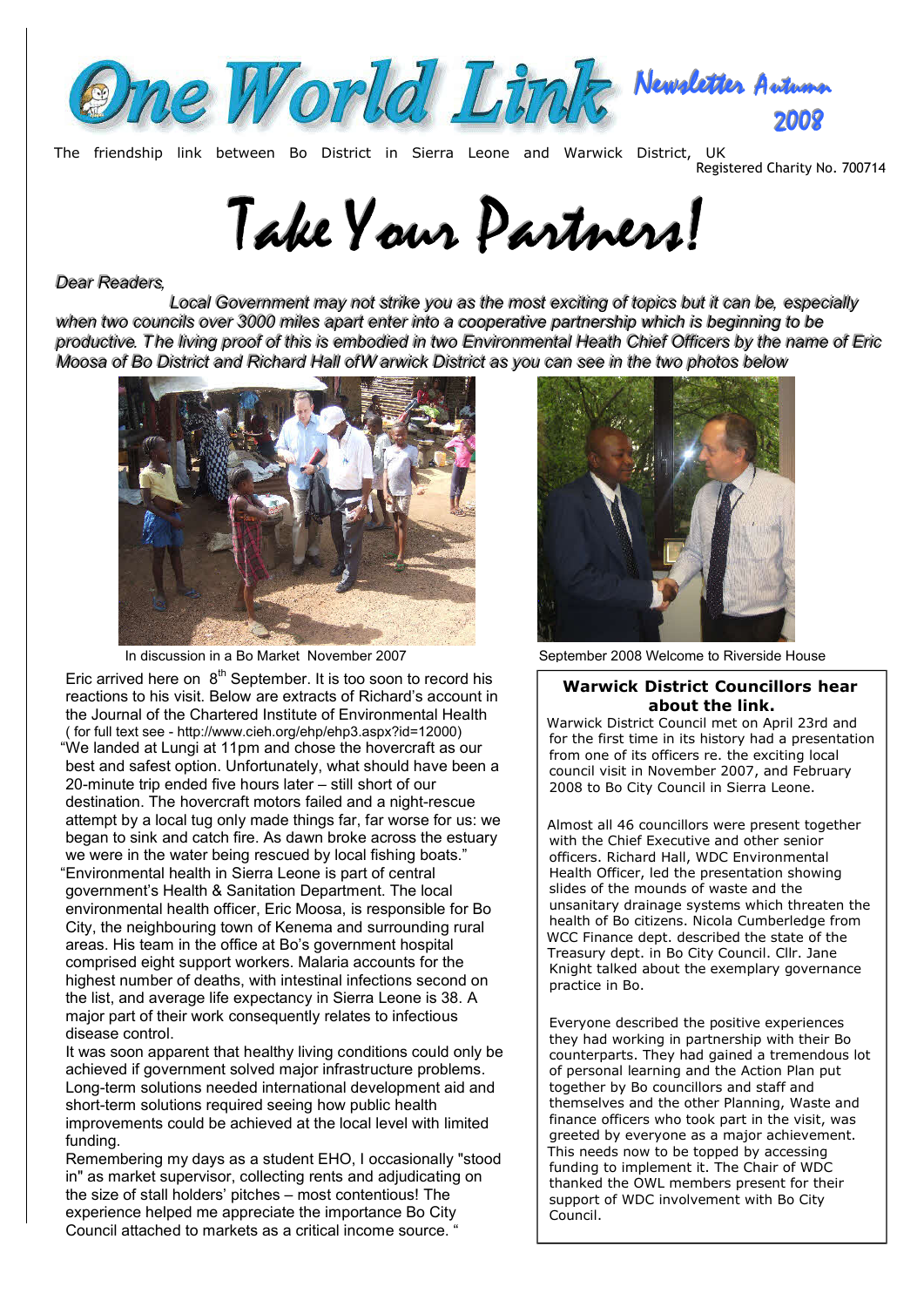# One World Link

Newsletter Autumn 2008

The friendship link between Bo District in Sierra Leone and Warwick District, UK
Registered Charity No. 700714

# Take Your Partners!

*Dear Readers,*

*Local Government may not strike you as the most exciting of topics but it can be, especially when two councils over 3000 miles apart enter into a cooperative partnership which is beginning to be productive. The living proof of this is embodied in two Environmental Heath Chief Officers by the name of Eric Moosa of Bo District and Richard Hall of Warwick District as you can see in the two photos below*

In discussion in a Bo Market November 2007

September 2008 Welcome to Riverside House

Eric arrived here on 8th September. It is too soon to record his reactions to his visit. Below are extracts of Richard's account in the Journal of the Chartered Institute of Environmental Health ( for full text see - http://www.cieh.org/ehp/ehp3.aspx?id=12000)

"We landed at Lungi at 11pm and chose the hovercraft as our best and safest option. Unfortunately, what should have been a 20-minute trip ended five hours later – still short of our destination. The hovercraft motors failed and a night-rescue attempt by a local tug only made things far, far worse for us: we began to sink and catch fire. As dawn broke across the estuary we were in the water being rescued by local fishing boats."

"Environmental health in Sierra Leone is part of central government's Health & Sanitation Department. The local environmental health officer, Eric Moosa, is responsible for Bo City, the neighbouring town of Kenema and surrounding rural areas. His team in the office at Bo's government hospital comprised eight support workers. Malaria accounts for the highest number of deaths, with intestinal infections second on the list, and average life expectancy in Sierra Leone is 38. A major part of their work consequently relates to infectious disease control.

It was soon apparent that healthy living conditions could only be achieved if government solved major infrastructure problems. Long-term solutions needed international development aid and short-term solutions required seeing how public health improvements could be achieved at the local level with limited funding.

Remembering my days as a student EHO, I occasionally "stood in" as market supervisor, collecting rents and adjudicating on the size of stall holders' pitches – most contentious! The experience helped me appreciate the importance Bo City Council attached to markets as a critical income source. "

## Warwick District Councillors hear about the link.

Warwick District Council met on April 23rd and for the first time in its history had a presentation from one of its officers re. the exciting local council visit in November 2007, and February 2008 to Bo City Council in Sierra Leone.

Almost all 46 councillors were present together with the Chief Executive and other senior officers. Richard Hall, WDC Environmental Health Officer, led the presentation showing slides of the mounds of waste and the unsanitary drainage systems which threaten the health of Bo citizens. Nicola Cumberledge from WCC Finance dept. described the state of the Treasury dept. in Bo City Council. Cllr. Jane Knight talked about the exemplary governance practice in Bo.

Everyone described the positive experiences they had working in partnership with their Bo counterparts. They had gained a tremendous lot of personal learning and the Action Plan put together by Bo councillors and staff and themselves and the other Planning, Waste and finance officers who took part in the visit, was greeted by everyone as a major achievement. This needs now to be topped by accessing funding to implement it. The Chair of WDC thanked the OWL members present for their support of WDC involvement with Bo City Council.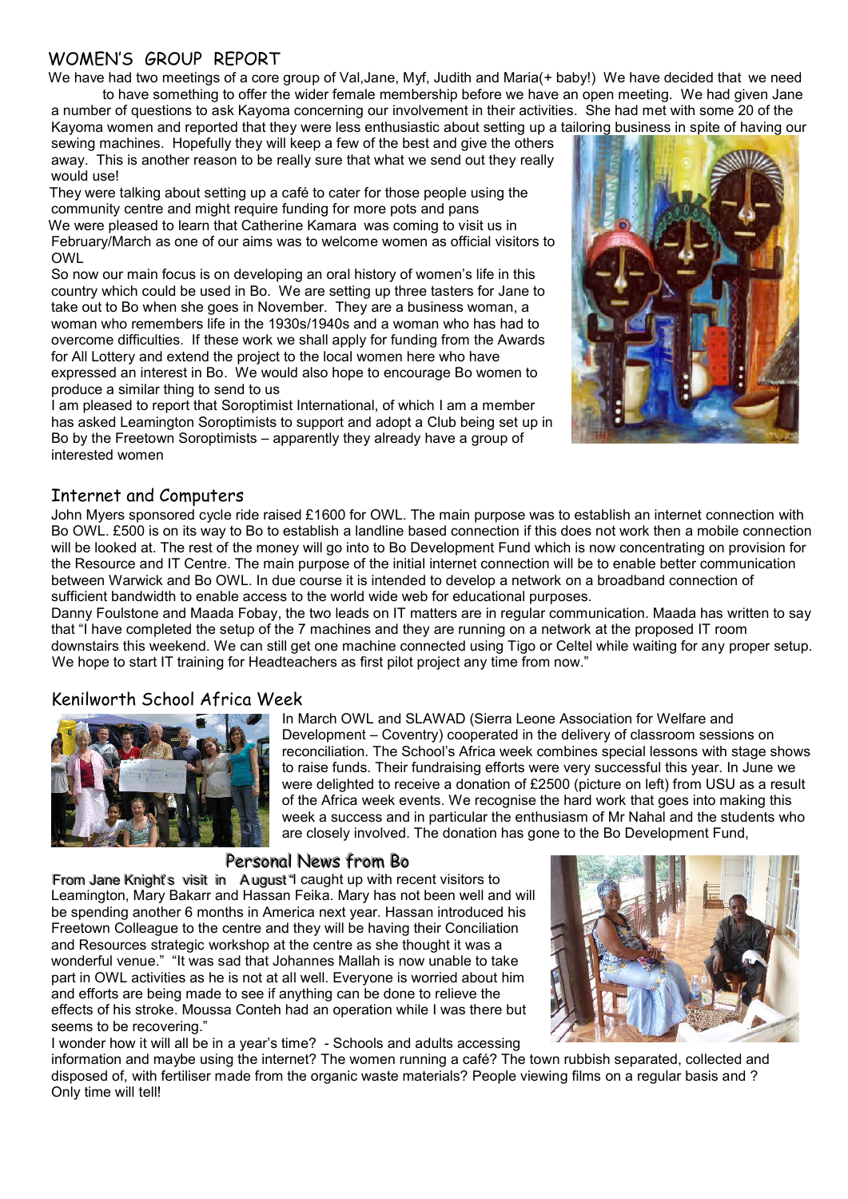## WOMEN'S GROUP REPORT

We have had two meetings of a core group of Val,Jane, Myf, Judith and Maria(+ baby!) We have decided that we need to have something to offer the wider female membership before we have an open meeting. We had given Jane a number of questions to ask Kayoma concerning our involvement in their activities. She had met with some 20 of the Kayoma women and reported that they were less enthusiastic about setting up a tailoring business in spite of having our sewing machines. Hopefully they will keep a few of the best and give the others away. This is another reason to be really sure that what we send out they really would use!

They were talking about setting up a café to cater for those people using the community centre and might require funding for more pots and pans

We were pleased to learn that Catherine Kamara was coming to visit us in February/March as one of our aims was to welcome women as official visitors to OWL

So now our main focus is on developing an oral history of women's life in this country which could be used in Bo. We are setting up three tasters for Jane to take out to Bo when she goes in November. They are a business woman, a woman who remembers life in the 1930s/1940s and a woman who has had to overcome difficulties. If these work we shall apply for funding from the Awards for All Lottery and extend the project to the local women here who have expressed an interest in Bo. We would also hope to encourage Bo women to produce a similar thing to send to us

I am pleased to report that Soroptimist International, of which I am a member has asked Leamington Soroptimists to support and adopt a Club being set up in Bo by the Freetown Soroptimists – apparently they already have a group of interested women

## Internet and Computers

John Myers sponsored cycle ride raised £1600 for OWL. The main purpose was to establish an internet connection with Bo OWL. £500 is on its way to Bo to establish a landline based connection if this does not work then a mobile connection will be looked at. The rest of the money will go into to Bo Development Fund which is now concentrating on provision for the Resource and IT Centre. The main purpose of the initial internet connection will be to enable better communication between Warwick and Bo OWL. In due course it is intended to develop a network on a broadband connection of sufficient bandwidth to enable access to the world wide web for educational purposes.

Danny Foulstone and Maada Fobay, the two leads on IT matters are in regular communication. Maada has written to say that "I have completed the setup of the 7 machines and they are running on a network at the proposed IT room downstairs this weekend. We can still get one machine connected using Tigo or Celtel while waiting for any proper setup. We hope to start IT training for Headteachers as first pilot project any time from now."

## Kenilworth School Africa Week

In March OWL and SLAWAD (Sierra Leone Association for Welfare and Development – Coventry) cooperated in the delivery of classroom sessions on reconciliation. The School's Africa week combines special lessons with stage shows to raise funds. Their fundraising efforts were very successful this year. In June we were delighted to receive a donation of £2500 (picture on left) from USU as a result of the Africa week events. We recognise the hard work that goes into making this week a success and in particular the enthusiasm of Mr Nahal and the students who are closely involved. The donation has gone to the Bo Development Fund,

## Personal News from Bo

From Jane Knight's visit in August "I caught up with recent visitors to Leamington, Mary Bakarr and Hassan Feika. Mary has not been well and will be spending another 6 months in America next year. Hassan introduced his Freetown Colleague to the centre and they will be having their Conciliation and Resources strategic workshop at the centre as she thought it was a wonderful venue." "It was sad that Johannes Mallah is now unable to take part in OWL activities as he is not at all well. Everyone is worried about him and efforts are being made to see if anything can be done to relieve the effects of his stroke. Moussa Conteh had an operation while I was there but seems to be recovering."

I wonder how it will all be in a year's time? - Schools and adults accessing information and maybe using the internet? The women running a café? The town rubbish separated, collected and disposed of, with fertiliser made from the organic waste materials? People viewing films on a regular basis and ? Only time will tell!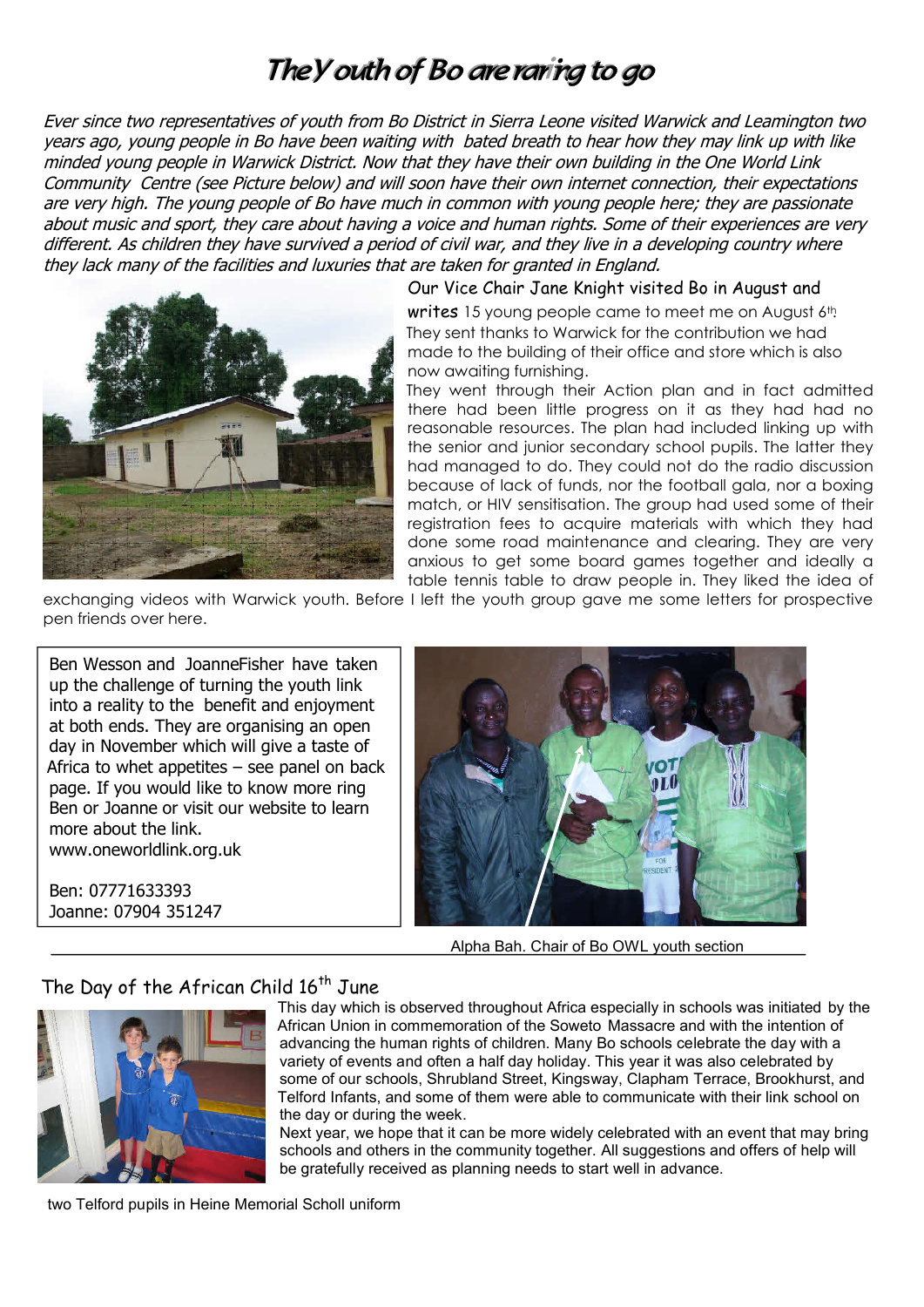# The Youth of Bo are raring to go

*Ever since two representatives of youth from Bo District in Sierra Leone visited Warwick and Leamington two years ago, young people in Bo have been waiting with bated breath to hear how they may link up with like minded young people in Warwick District. Now that they have their own building in the One World Link Community Centre (see Picture below) and will soon have their own internet connection, their expectations are very high. The young people of Bo have much in common with young people here; they are passionate about music and sport, they care about having a voice and human rights. Some of their experiences are very different. As children they have survived a period of civil war, and they live in a developing country where they lack many of the facilities and luxuries that are taken for granted in England.*

**Our Vice Chair Jane Knight visited Bo in August and writes** 15 young people came to meet me on August 6th. They sent thanks to Warwick for the contribution we had made to the building of their office and store which is also now awaiting furnishing.

They went through their Action plan and in fact admitted there had been little progress on it as they had had no reasonable resources. The plan had included linking up with the senior and junior secondary school pupils. The latter they had managed to do. They could not do the radio discussion because of lack of funds, nor the football gala, nor a boxing match, or HIV sensitisation. The group had used some of their registration fees to acquire materials with which they had done some road maintenance and clearing. They are very anxious to get some board games together and ideally a table tennis table to draw people in. They liked the idea of exchanging videos with Warwick youth. Before I left the youth group gave me some letters for prospective pen friends over here.

Ben Wesson and JoanneFisher have taken up the challenge of turning the youth link into a reality to the benefit and enjoyment at both ends. They are organising an open day in November which will give a taste of Africa to whet appetites – see panel on back page. If you would like to know more ring Ben or Joanne or visit our website to learn more about the link.
www.oneworldlink.org.uk

Ben: 07771633393
Joanne: 07904 351247

Alpha Bah. Chair of Bo OWL youth section

## The Day of the African Child 16th June

This day which is observed throughout Africa especially in schools was initiated by the African Union in commemoration of the Soweto Massacre and with the intention of advancing the human rights of children. Many Bo schools celebrate the day with a variety of events and often a half day holiday. This year it was also celebrated by some of our schools, Shrubland Street, Kingsway, Clapham Terrace, Brookhurst, and Telford Infants, and some of them were able to communicate with their link school on the day or during the week.

Next year, we hope that it can be more widely celebrated with an event that may bring schools and others in the community together. All suggestions and offers of help will be gratefully received as planning needs to start well in advance.

two Telford pupils in Heine Memorial Scholl uniform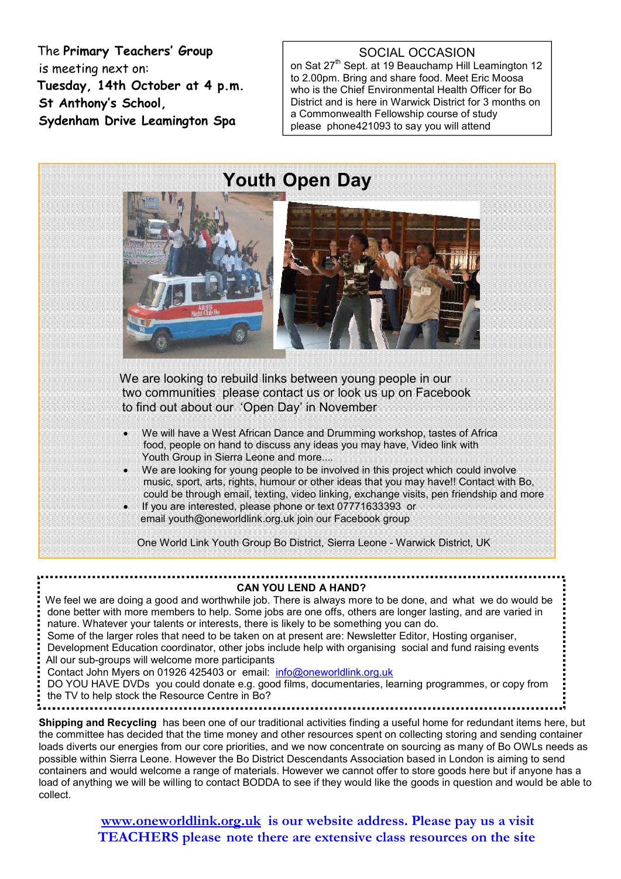The **Primary Teachers' Group** is meeting next on:

**Tuesday, 14th October at 4 p.m.**
**St Anthony's School,**
**Sydenham Drive Leamington Spa**

SOCIAL OCCASION

on Sat 27th Sept. at 19 Beauchamp Hill Leamington 12 to 2.00pm. Bring and share food. Meet Eric Moosa who is the Chief Environmental Health Officer for Bo District and is here in Warwick District for 3 months on a Commonwealth Fellowship course of study please phone421093 to say you will attend

## Youth Open Day

We are looking to rebuild links between young people in our two communities please contact us or look us up on Facebook to find out about our 'Open Day' in November

- We will have a West African Dance and Drumming workshop, tastes of Africa food, people on hand to discuss any ideas you may have, Video link with Youth Group in Sierra Leone and more....
- We are looking for young people to be involved in this project which could involve music, sport, arts, rights, humour or other ideas that you may have!! Contact with Bo, could be through email, texting, video linking, exchange visits, pen friendship and more
- If you are interested, please phone or text 07771633393 or email youth@oneworldlink.org.uk join our Facebook group

One World Link Youth Group Bo District, Sierra Leone - Warwick District, UK

**CAN YOU LEND A HAND?**

We feel we are doing a good and worthwhile job. There is always more to be done, and what we do would be done better with more members to help. Some jobs are one offs, others are longer lasting, and are varied in nature. Whatever your talents or interests, there is likely to be something you can do.
Some of the larger roles that need to be taken on at present are: Newsletter Editor, Hosting organiser, Development Education coordinator, other jobs include help with organising social and fund raising events
All our sub-groups will welcome more participants
Contact John Myers on 01926 425403 or email: info@oneworldlink.org.uk
DO YOU HAVE DVDs you could donate e.g. good films, documentaries, learning programmes, or copy from the TV to help stock the Resource Centre in Bo?

**Shipping and Recycling** has been one of our traditional activities finding a useful home for redundant items here, but the committee has decided that the time money and other resources spent on collecting storing and sending container loads diverts our energies from our core priorities, and we now concentrate on sourcing as many of Bo OWLs needs as possible within Sierra Leone. However the Bo District Descendants Association based in London is aiming to send containers and would welcome a range of materials. However we cannot offer to store goods here but if anyone has a load of anything we will be willing to contact BODDA to see if they would like the goods in question and would be able to collect.

**www.oneworldlink.org.uk is our website address. Please pay us a visit**
**TEACHERS please note there are extensive class resources on the site**